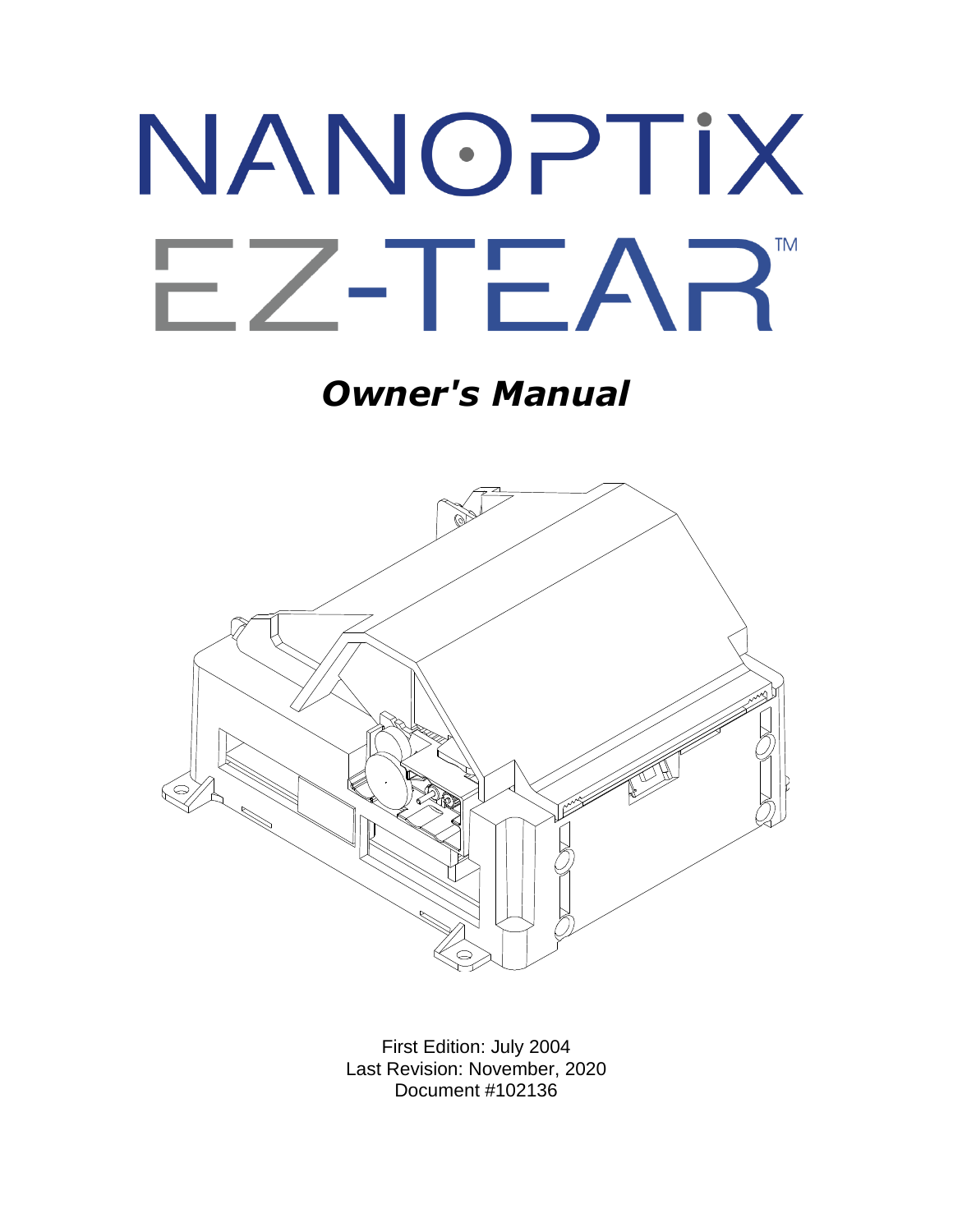# NANOPTIX

# EZ-TEAR™

## *Owner's Manual*

First Edition: July 2004
Last Revision: November, 2020
Document #102136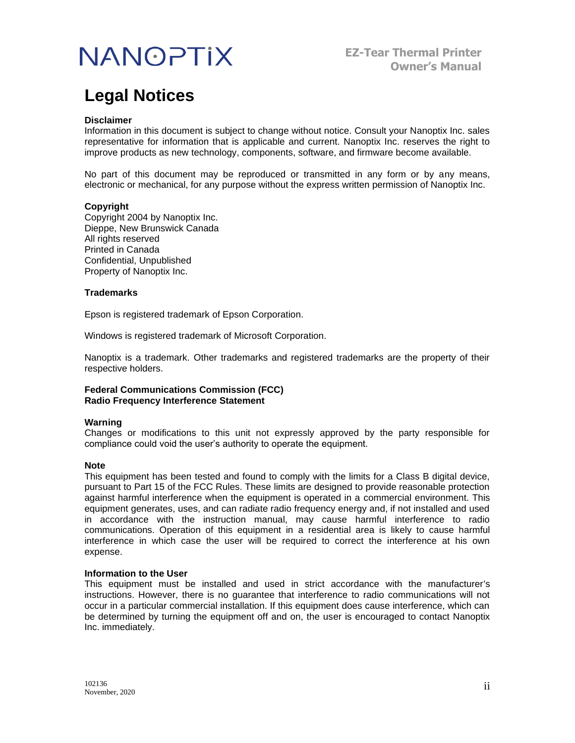# Legal Notices

**Disclaimer**
Information in this document is subject to change without notice. Consult your Nanoptix Inc. sales representative for information that is applicable and current. Nanoptix Inc. reserves the right to improve products as new technology, components, software, and firmware become available.

No part of this document may be reproduced or transmitted in any form or by any means, electronic or mechanical, for any purpose without the express written permission of Nanoptix Inc.

**Copyright**
Copyright 2004 by Nanoptix Inc.
Dieppe, New Brunswick Canada
All rights reserved
Printed in Canada
Confidential, Unpublished
Property of Nanoptix Inc.

**Trademarks**

Epson is registered trademark of Epson Corporation.

Windows is registered trademark of Microsoft Corporation.

Nanoptix is a trademark. Other trademarks and registered trademarks are the property of their respective holders.

**Federal Communications Commission (FCC)**
**Radio Frequency Interference Statement**

**Warning**
Changes or modifications to this unit not expressly approved by the party responsible for compliance could void the user's authority to operate the equipment.

**Note**
This equipment has been tested and found to comply with the limits for a Class B digital device, pursuant to Part 15 of the FCC Rules. These limits are designed to provide reasonable protection against harmful interference when the equipment is operated in a commercial environment. This equipment generates, uses, and can radiate radio frequency energy and, if not installed and used in accordance with the instruction manual, may cause harmful interference to radio communications. Operation of this equipment in a residential area is likely to cause harmful interference in which case the user will be required to correct the interference at his own expense.

**Information to the User**
This equipment must be installed and used in strict accordance with the manufacturer's instructions. However, there is no guarantee that interference to radio communications will not occur in a particular commercial installation. If this equipment does cause interference, which can be determined by turning the equipment off and on, the user is encouraged to contact Nanoptix Inc. immediately.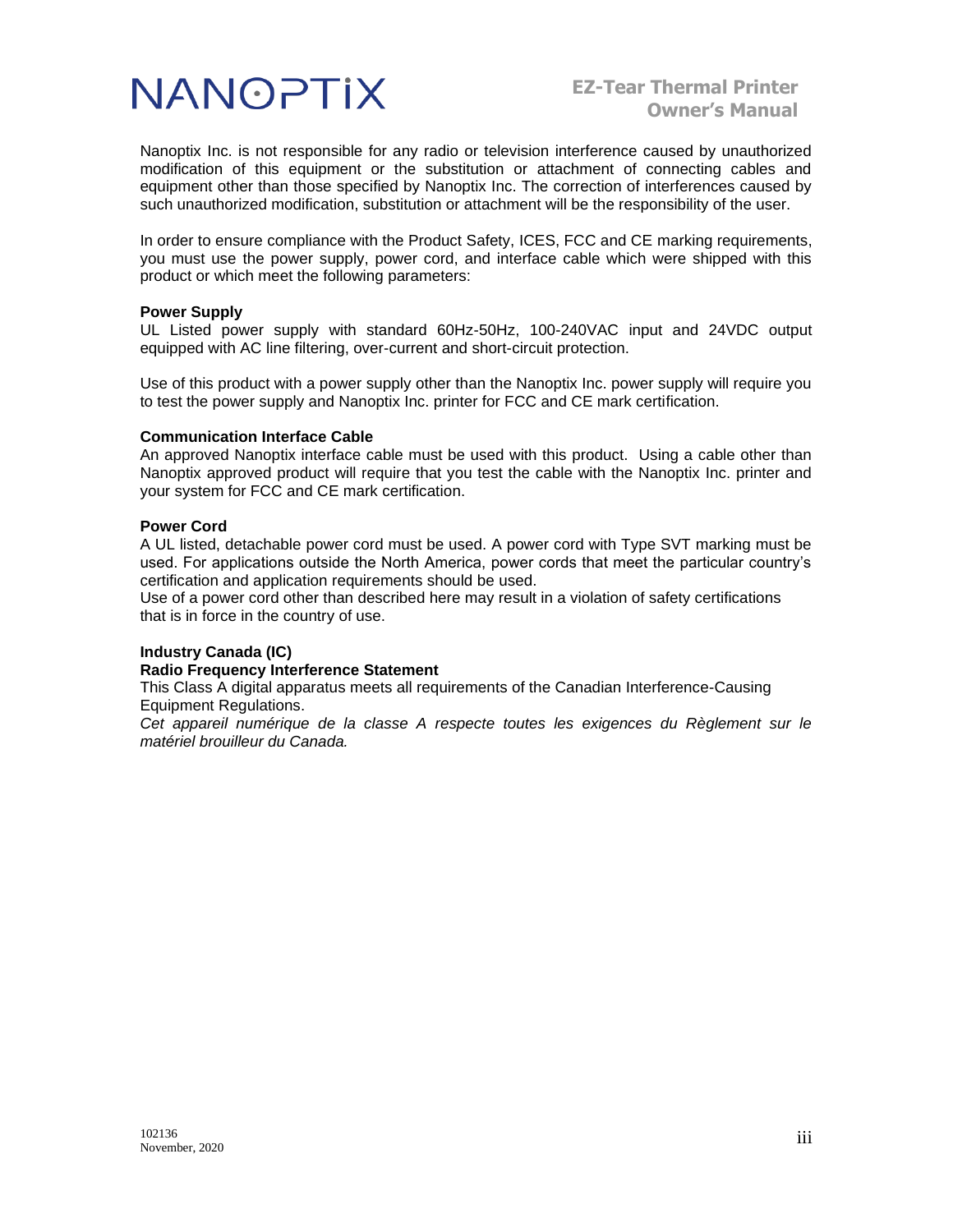Nanoptix Inc. is not responsible for any radio or television interference caused by unauthorized modification of this equipment or the substitution or attachment of connecting cables and equipment other than those specified by Nanoptix Inc. The correction of interferences caused by such unauthorized modification, substitution or attachment will be the responsibility of the user.

In order to ensure compliance with the Product Safety, ICES, FCC and CE marking requirements, you must use the power supply, power cord, and interface cable which were shipped with this product or which meet the following parameters:

**Power Supply**
UL Listed power supply with standard 60Hz-50Hz, 100-240VAC input and 24VDC output equipped with AC line filtering, over-current and short-circuit protection.

Use of this product with a power supply other than the Nanoptix Inc. power supply will require you to test the power supply and Nanoptix Inc. printer for FCC and CE mark certification.

**Communication Interface Cable**
An approved Nanoptix interface cable must be used with this product. Using a cable other than Nanoptix approved product will require that you test the cable with the Nanoptix Inc. printer and your system for FCC and CE mark certification.

**Power Cord**
A UL listed, detachable power cord must be used. A power cord with Type SVT marking must be used. For applications outside the North America, power cords that meet the particular country's certification and application requirements should be used.
Use of a power cord other than described here may result in a violation of safety certifications that is in force in the country of use.

**Industry Canada (IC)**
**Radio Frequency Interference Statement**
This Class A digital apparatus meets all requirements of the Canadian Interference-Causing Equipment Regulations.
*Cet appareil numérique de la classe A respecte toutes les exigences du Règlement sur le matériel brouilleur du Canada.*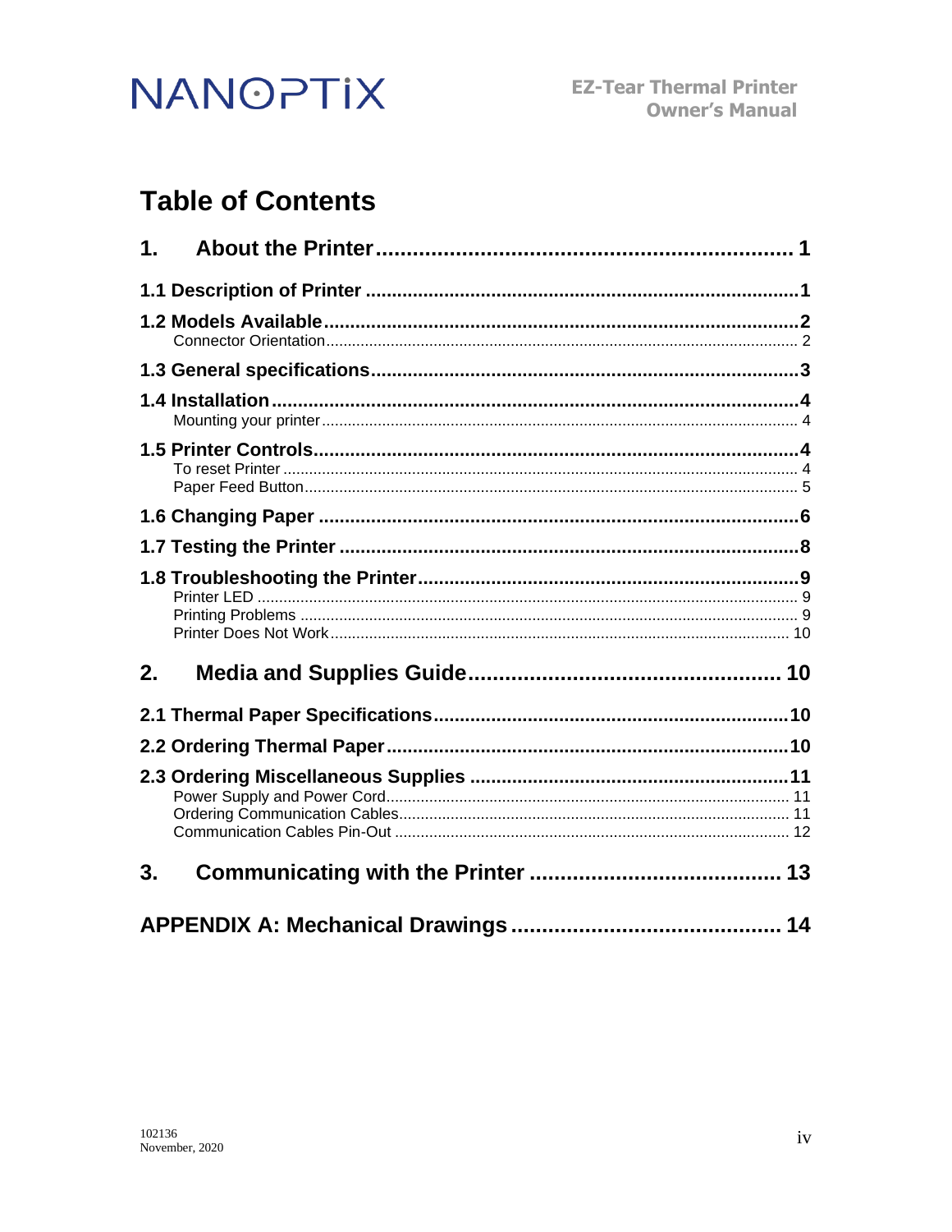# Table of Contents

**1. About the Printer** .......... 1

**1.1 Description of Printer** .......... 1

**1.2 Models Available** .......... 2

Connector Orientation .......... 2

**1.3 General specifications** .......... 3

**1.4 Installation** .......... 4

Mounting your printer .......... 4

**1.5 Printer Controls** .......... 4

To reset Printer .......... 4

Paper Feed Button .......... 5

**1.6 Changing Paper** .......... 6

**1.7 Testing the Printer** .......... 8

**1.8 Troubleshooting the Printer** .......... 9

Printer LED .......... 9

Printing Problems .......... 9

Printer Does Not Work .......... 10

**2. Media and Supplies Guide** .......... 10

**2.1 Thermal Paper Specifications** .......... 10

**2.2 Ordering Thermal Paper** .......... 10

**2.3 Ordering Miscellaneous Supplies** .......... 11

Power Supply and Power Cord .......... 11

Ordering Communication Cables .......... 11

Communication Cables Pin-Out .......... 12

**3. Communicating with the Printer** .......... 13

**APPENDIX A: Mechanical Drawings** .......... 14

102136
November, 2020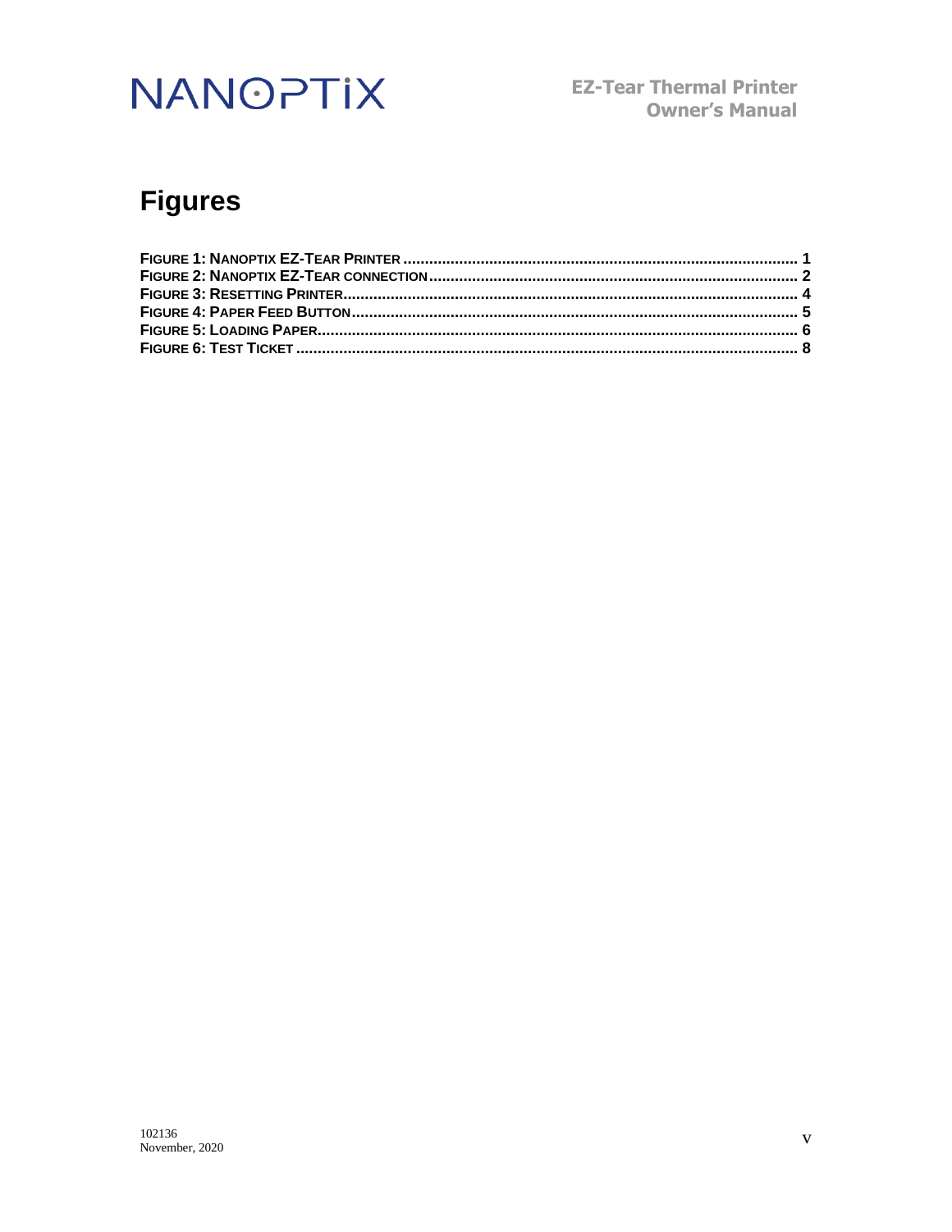# Figures

FIGURE 1: NANOPTIX EZ-TEAR PRINTER ........................................................................................ 1
FIGURE 2: NANOPTIX EZ-TEAR CONNECTION ................................................................................ 2
FIGURE 3: RESETTING PRINTER ..................................................................................................... 4
FIGURE 4: PAPER FEED BUTTON ................................................................................................... 5
FIGURE 5: LOADING PAPER ............................................................................................................ 6
FIGURE 6: TEST TICKET .................................................................................................................. 8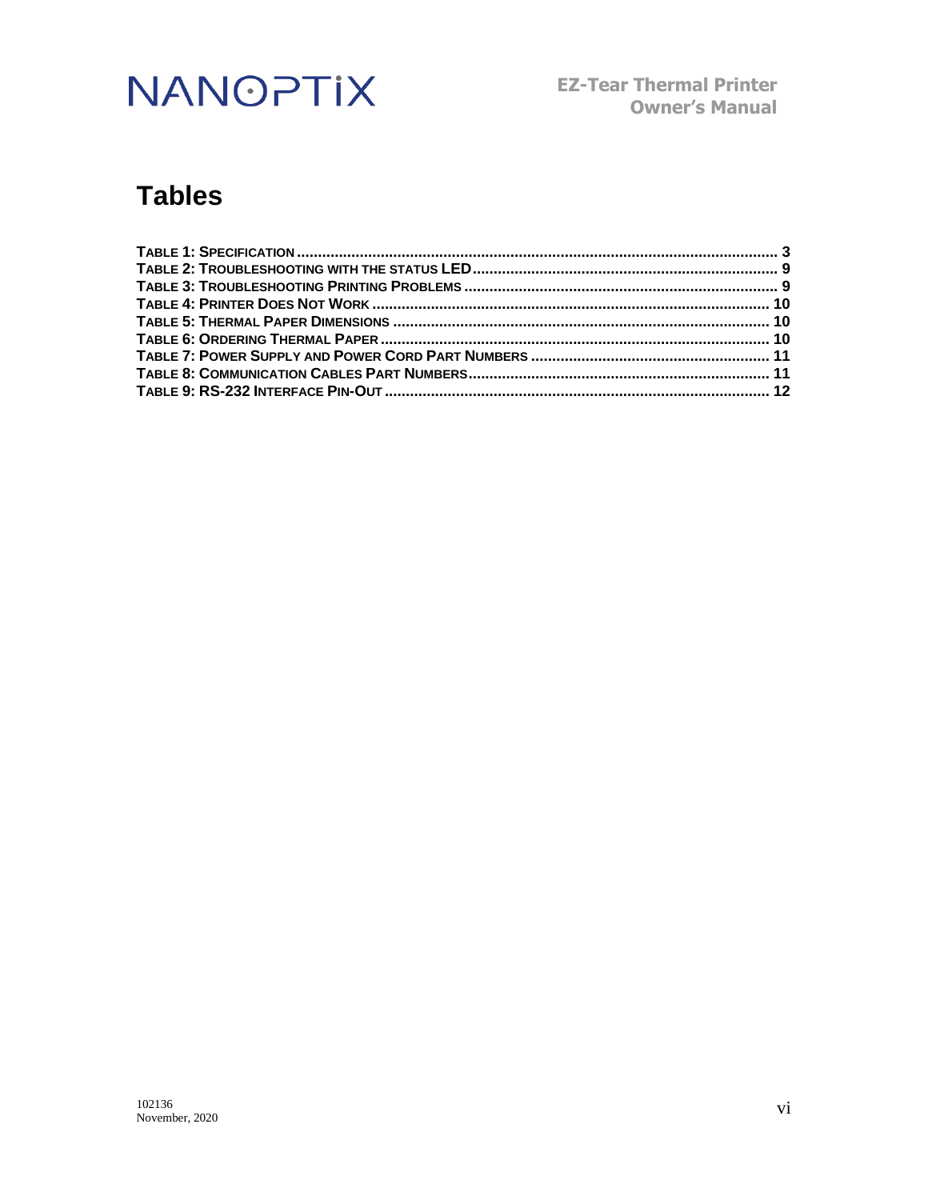# Tables

TABLE 1: SPECIFICATION .................................................................................................................. 3
TABLE 2: TROUBLESHOOTING WITH THE STATUS LED........................................................................ 9
TABLE 3: TROUBLESHOOTING PRINTING PROBLEMS ........................................................................... 9
TABLE 4: PRINTER DOES NOT WORK ............................................................................................. 10
TABLE 5: THERMAL PAPER DIMENSIONS ......................................................................................... 10
TABLE 6: ORDERING THERMAL PAPER ............................................................................................ 10
TABLE 7: POWER SUPPLY AND POWER CORD PART NUMBERS ......................................................... 11
TABLE 8: COMMUNICATION CABLES PART NUMBERS....................................................................... 11
TABLE 9: RS-232 INTERFACE PIN-OUT ........................................................................................... 12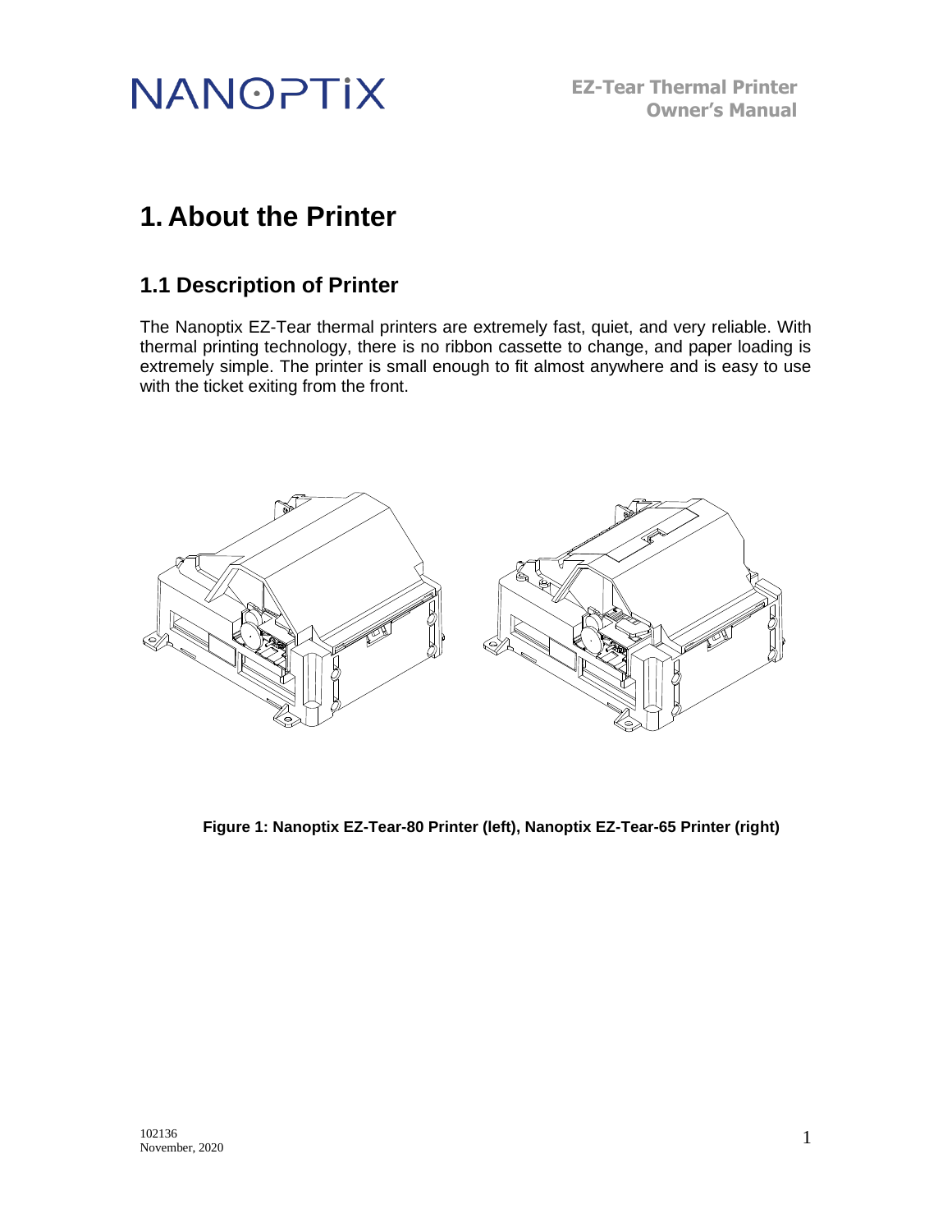# 1. About the Printer

## 1.1 Description of Printer

The Nanoptix EZ-Tear thermal printers are extremely fast, quiet, and very reliable. With thermal printing technology, there is no ribbon cassette to change, and paper loading is extremely simple. The printer is small enough to fit almost anywhere and is easy to use with the ticket exiting from the front.

**Figure 1: Nanoptix EZ-Tear-80 Printer (left), Nanoptix EZ-Tear-65 Printer (right)**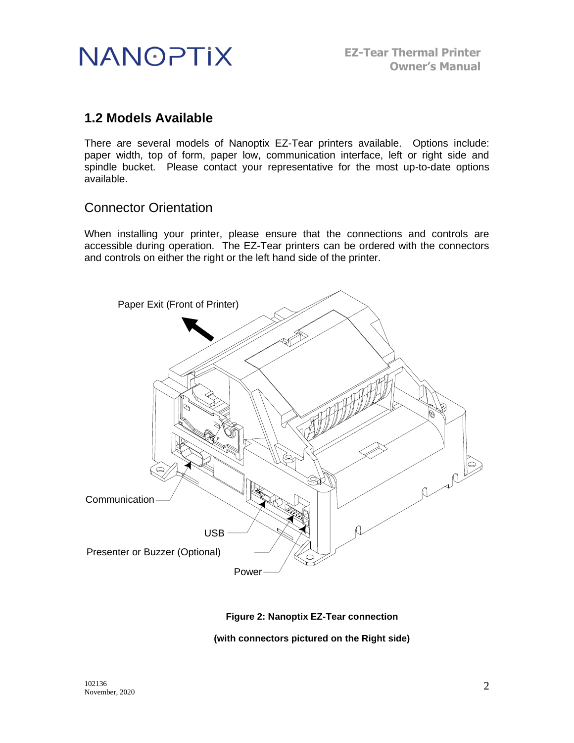## 1.2 Models Available

There are several models of Nanoptix EZ-Tear printers available. Options include: paper width, top of form, paper low, communication interface, left or right side and spindle bucket. Please contact your representative for the most up-to-date options available.

### Connector Orientation

When installing your printer, please ensure that the connections and controls are accessible during operation. The EZ-Tear printers can be ordered with the connectors and controls on either the right or the left hand side of the printer.

Paper Exit (Front of Printer)

Communication

USB

Presenter or Buzzer (Optional)

Power

**Figure 2: Nanoptix EZ-Tear connection**

**(with connectors pictured on the Right side)**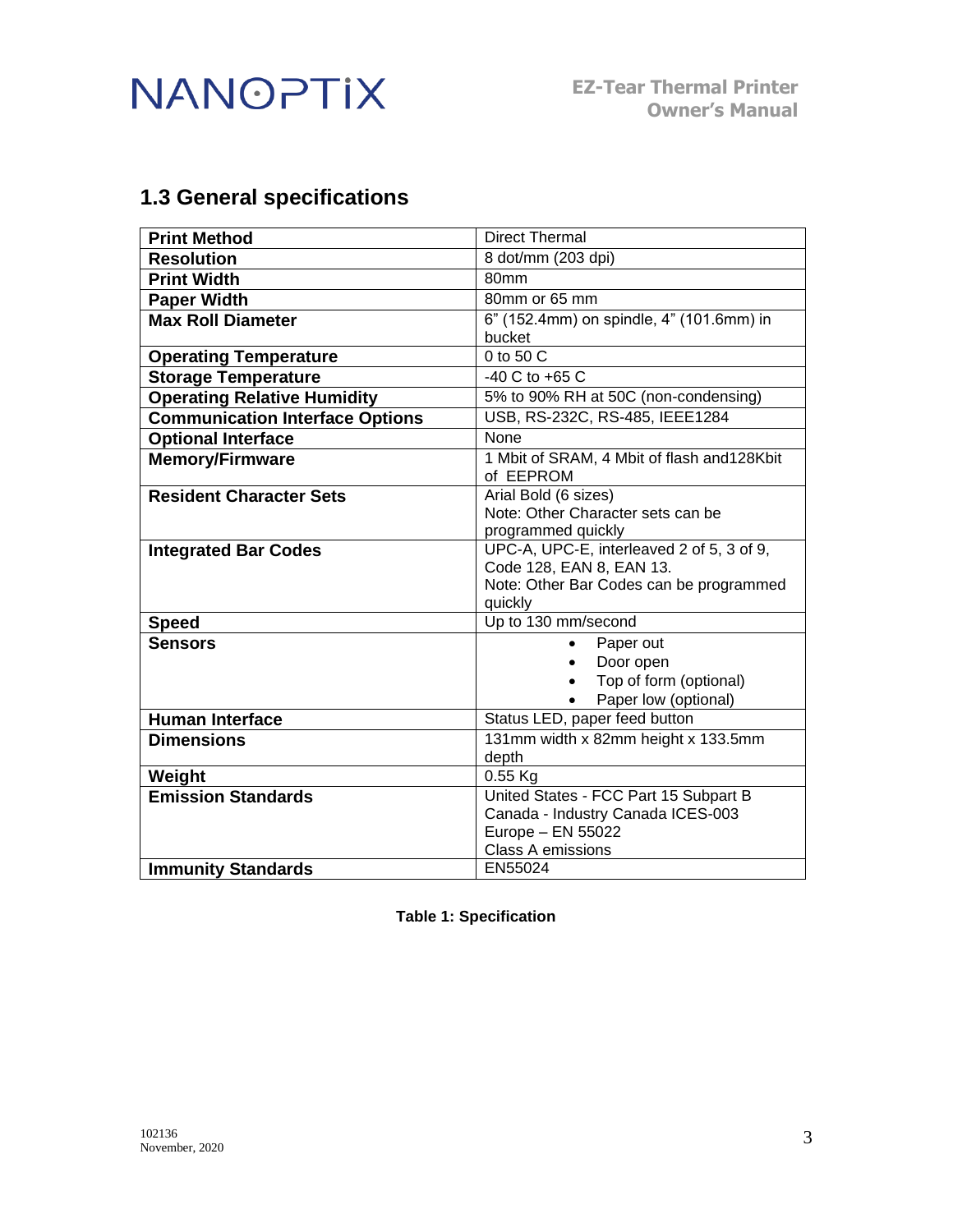## 1.3 General specifications

| | |
|---|---|
| **Print Method** | Direct Thermal |
| **Resolution** | 8 dot/mm (203 dpi) |
| **Print Width** | 80mm |
| **Paper Width** | 80mm or 65 mm |
| **Max Roll Diameter** | 6" (152.4mm) on spindle, 4" (101.6mm) in bucket |
| **Operating Temperature** | 0 to 50 C |
| **Storage Temperature** | -40 C to +65 C |
| **Operating Relative Humidity** | 5% to 90% RH at 50C (non-condensing) |
| **Communication Interface Options** | USB, RS-232C, RS-485, IEEE1284 |
| **Optional Interface** | None |
| **Memory/Firmware** | 1 Mbit of SRAM, 4 Mbit of flash and128Kbit of EEPROM |
| **Resident Character Sets** | Arial Bold (6 sizes)<br>Note: Other Character sets can be programmed quickly |
| **Integrated Bar Codes** | UPC-A, UPC-E, interleaved 2 of 5, 3 of 9, Code 128, EAN 8, EAN 13.<br>Note: Other Bar Codes can be programmed quickly |
| **Speed** | Up to 130 mm/second |
| **Sensors** | • Paper out<br>• Door open<br>• Top of form (optional)<br>• Paper low (optional) |
| **Human Interface** | Status LED, paper feed button |
| **Dimensions** | 131mm width x 82mm height x 133.5mm depth |
| **Weight** | 0.55 Kg |
| **Emission Standards** | United States - FCC Part 15 Subpart B<br>Canada - Industry Canada ICES-003<br>Europe – EN 55022<br>Class A emissions |
| **Immunity Standards** | EN55024 |

**Table 1: Specification**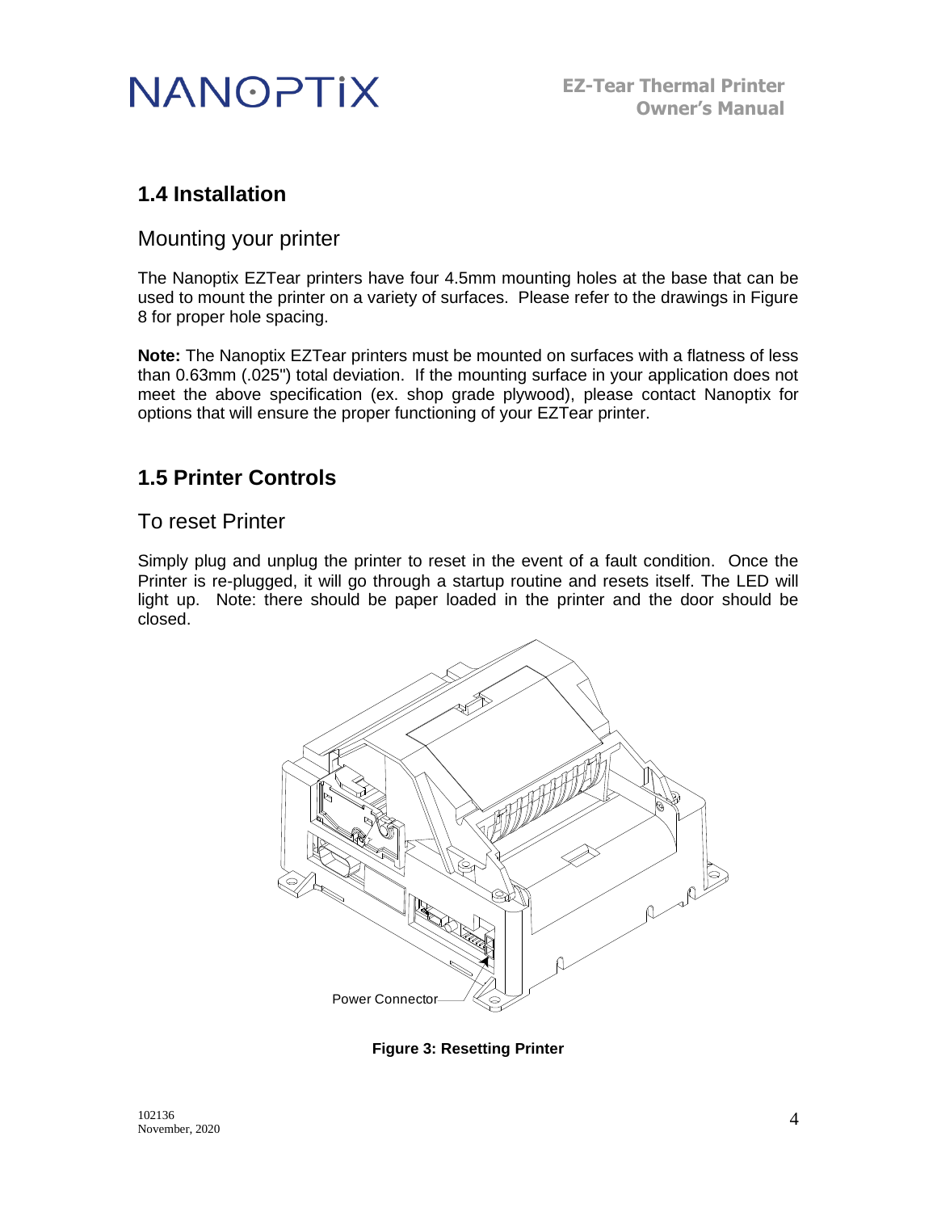## 1.4 Installation

### Mounting your printer

The Nanoptix EZTear printers have four 4.5mm mounting holes at the base that can be used to mount the printer on a variety of surfaces. Please refer to the drawings in Figure 8 for proper hole spacing.

**Note:** The Nanoptix EZTear printers must be mounted on surfaces with a flatness of less than 0.63mm (.025") total deviation. If the mounting surface in your application does not meet the above specification (ex. shop grade plywood), please contact Nanoptix for options that will ensure the proper functioning of your EZTear printer.

## 1.5 Printer Controls

### To reset Printer

Simply plug and unplug the printer to reset in the event of a fault condition. Once the Printer is re-plugged, it will go through a startup routine and resets itself. The LED will light up. Note: there should be paper loaded in the printer and the door should be closed.

Power Connector

**Figure 3: Resetting Printer**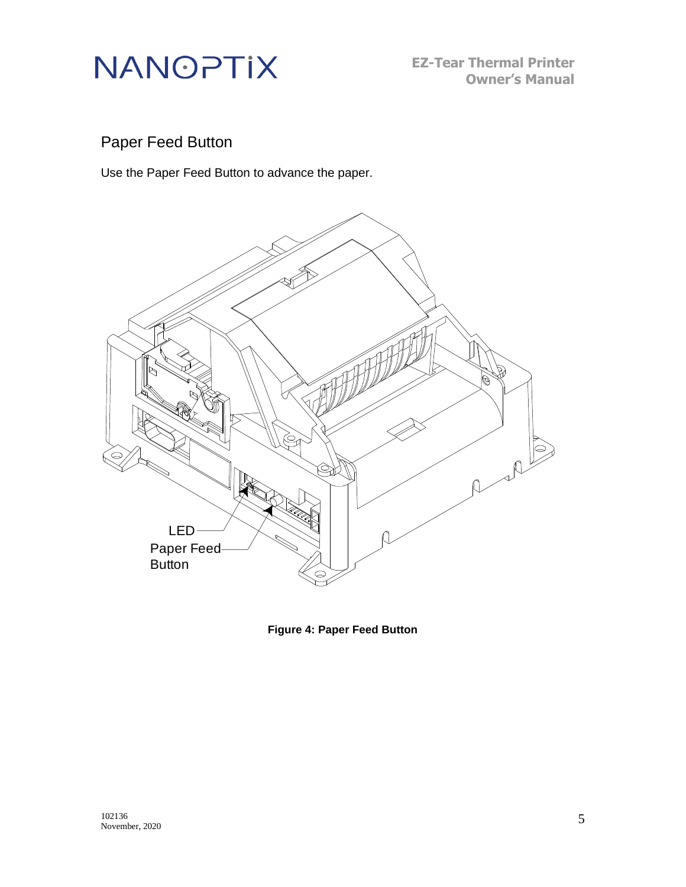## Paper Feed Button

Use the Paper Feed Button to advance the paper.

**Figure 4: Paper Feed Button**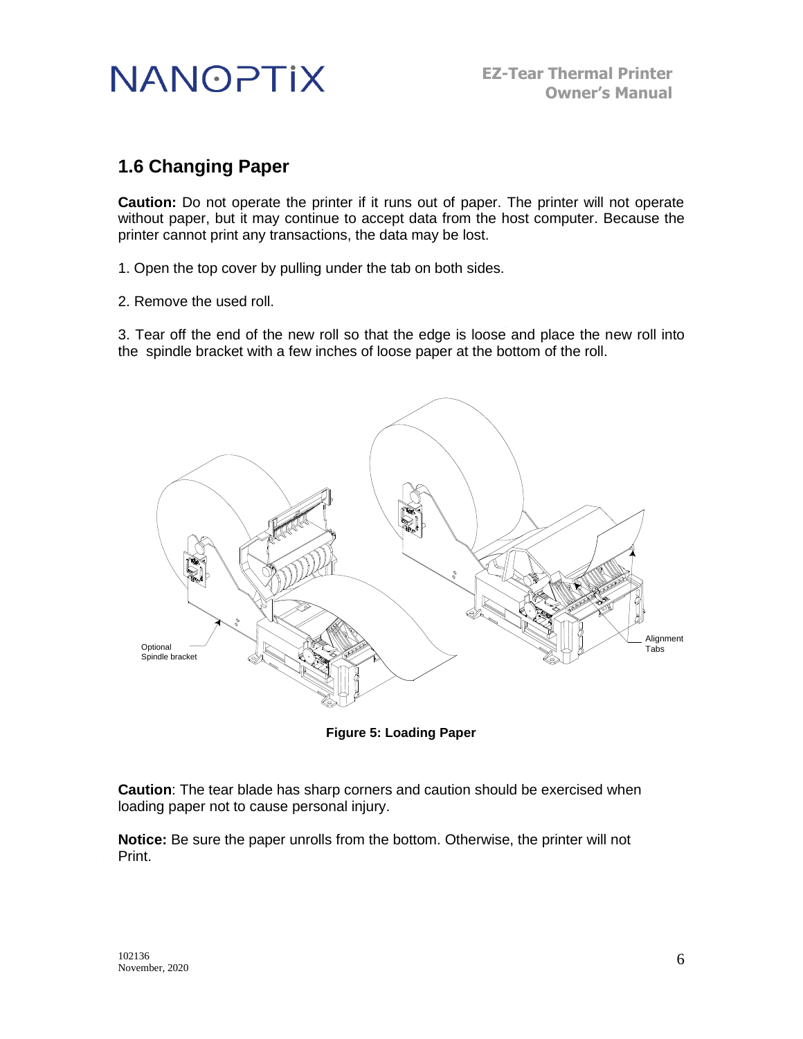## 1.6 Changing Paper

**Caution:** Do not operate the printer if it runs out of paper. The printer will not operate without paper, but it may continue to accept data from the host computer. Because the printer cannot print any transactions, the data may be lost.

1. Open the top cover by pulling under the tab on both sides.

2. Remove the used roll.

3. Tear off the end of the new roll so that the edge is loose and place the new roll into the spindle bracket with a few inches of loose paper at the bottom of the roll.

Optional Spindle bracket

Alignment Tabs

**Figure 5: Loading Paper**

**Caution**: The tear blade has sharp corners and caution should be exercised when loading paper not to cause personal injury.

**Notice:** Be sure the paper unrolls from the bottom. Otherwise, the printer will not Print.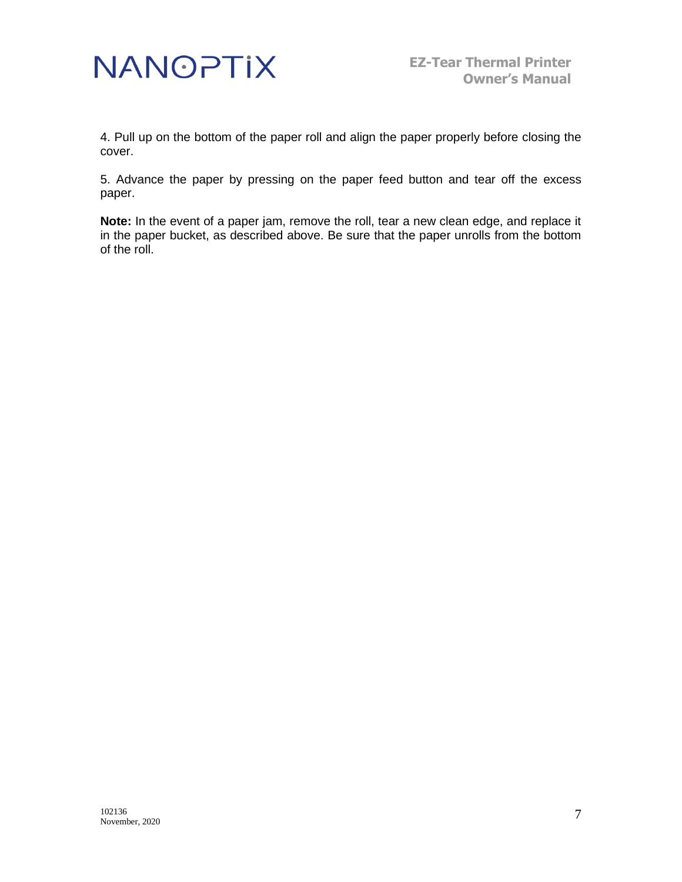4. Pull up on the bottom of the paper roll and align the paper properly before closing the cover.

5. Advance the paper by pressing on the paper feed button and tear off the excess paper.

**Note:** In the event of a paper jam, remove the roll, tear a new clean edge, and replace it in the paper bucket, as described above. Be sure that the paper unrolls from the bottom of the roll.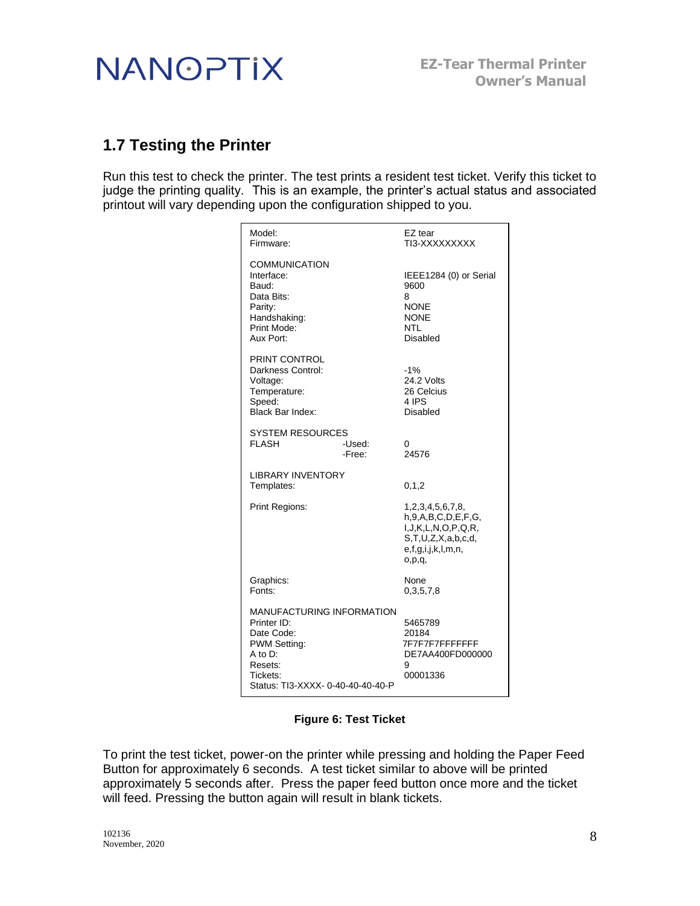## 1.7 Testing the Printer

Run this test to check the printer. The test prints a resident test ticket. Verify this ticket to judge the printing quality. This is an example, the printer's actual status and associated printout will vary depending upon the configuration shipped to you.

```
Model:                          EZ tear
Firmware:                       TI3-XXXXXXXXX

COMMUNICATION
Interface:                      IEEE1284 (0) or Serial
Baud:                           9600
Data Bits:                      8
Parity:                         NONE
Handshaking:                    NONE
Print Mode:                     NTL
Aux Port:                       Disabled

PRINT CONTROL
Darkness Control:               -1%
Voltage:                        24.2 Volts
Temperature:                    26 Celcius
Speed:                          4 IPS
Black Bar Index:                Disabled

SYSTEM RESOURCES
FLASH           -Used:          0
                -Free:          24576

LIBRARY INVENTORY
Templates:                      0,1,2

Print Regions:                  1,2,3,4,5,6,7,8,
                                h,9,A,B,C,D,E,F,G,
                                I,J,K,L,N,O,P,Q,R,
                                S,T,U,Z,X,a,b,c,d,
                                e,f,g,i,j,k,l,m,n,
                                o,p,q,

Graphics:                       None
Fonts:                          0,3,5,7,8

MANUFACTURING INFORMATION
Printer ID:                     5465789
Date Code:                      20184
PWM Setting:                    7F7F7F7FFFFFFF
A to D:                         DE7AA400FD000000
Resets:                         9
Tickets:                        00001336
Status: TI3-XXXX- 0-40-40-40-40-P
```

**Figure 6: Test Ticket**

To print the test ticket, power-on the printer while pressing and holding the Paper Feed Button for approximately 6 seconds. A test ticket similar to above will be printed approximately 5 seconds after. Press the paper feed button once more and the ticket will feed. Pressing the button again will result in blank tickets.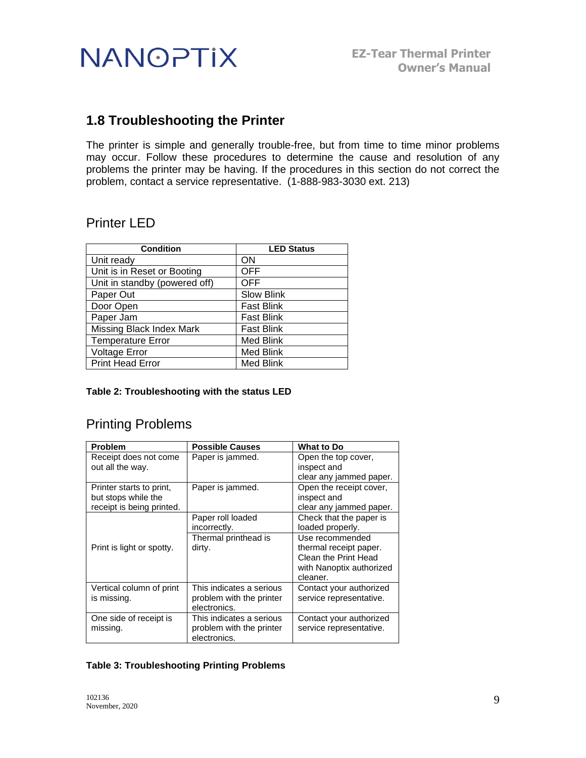## 1.8 Troubleshooting the Printer

The printer is simple and generally trouble-free, but from time to time minor problems may occur. Follow these procedures to determine the cause and resolution of any problems the printer may be having. If the procedures in this section do not correct the problem, contact a service representative. (1-888-983-3030 ext. 213)

### Printer LED

| Condition | LED Status |
| --- | --- |
| Unit ready | ON |
| Unit is in Reset or Booting | OFF |
| Unit in standby (powered off) | OFF |
| Paper Out | Slow Blink |
| Door Open | Fast Blink |
| Paper Jam | Fast Blink |
| Missing Black Index Mark | Fast Blink |
| Temperature Error | Med Blink |
| Voltage Error | Med Blink |
| Print Head Error | Med Blink |

**Table 2: Troubleshooting with the status LED**

### Printing Problems

| Problem | Possible Causes | What to Do |
| --- | --- | --- |
| Receipt does not come out all the way. | Paper is jammed. | Open the top cover, inspect and clear any jammed paper. |
| Printer starts to print, but stops while the receipt is being printed. | Paper is jammed. | Open the receipt cover, inspect and clear any jammed paper. |
| Print is light or spotty. | Paper roll loaded incorrectly. | Check that the paper is loaded properly. |
| | Thermal printhead is dirty. | Use recommended thermal receipt paper. Clean the Print Head with Nanoptix authorized cleaner. |
| Vertical column of print is missing. | This indicates a serious problem with the printer electronics. | Contact your authorized service representative. |
| One side of receipt is missing. | This indicates a serious problem with the printer electronics. | Contact your authorized service representative. |

**Table 3: Troubleshooting Printing Problems**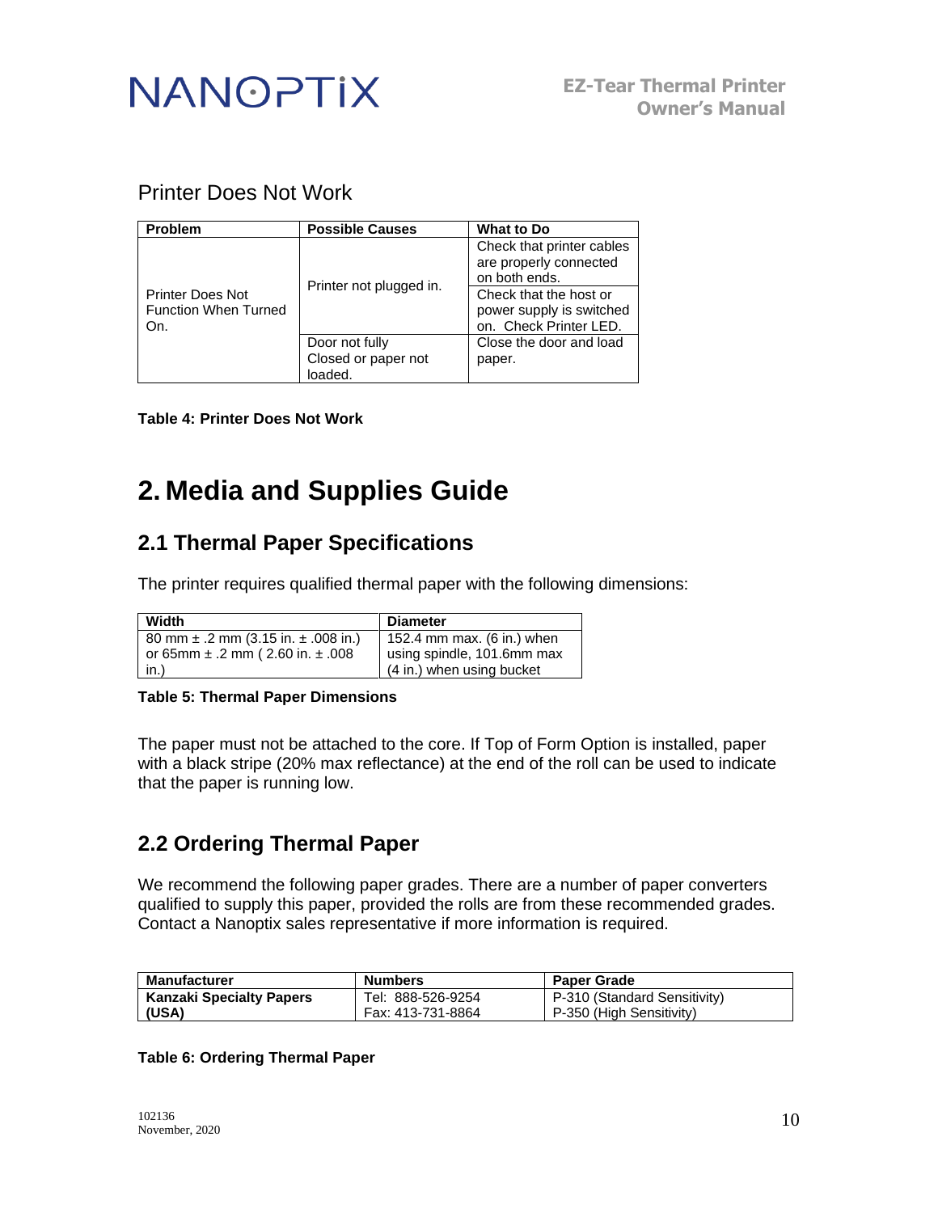## Printer Does Not Work

| Problem | Possible Causes | What to Do |
| --- | --- | --- |
| Printer Does Not Function When Turned On. | Printer not plugged in. | Check that printer cables are properly connected on both ends. |
| | | Check that the host or power supply is switched on. Check Printer LED. |
| | Door not fully Closed or paper not loaded. | Close the door and load paper. |

**Table 4: Printer Does Not Work**

# 2. Media and Supplies Guide

## 2.1 Thermal Paper Specifications

The printer requires qualified thermal paper with the following dimensions:

| Width | Diameter |
| --- | --- |
| 80 mm ± .2 mm (3.15 in. ± .008 in.) or 65mm ± .2 mm ( 2.60 in. ± .008 in.) | 152.4 mm max. (6 in.) when using spindle, 101.6mm max (4 in.) when using bucket |

**Table 5: Thermal Paper Dimensions**

The paper must not be attached to the core. If Top of Form Option is installed, paper with a black stripe (20% max reflectance) at the end of the roll can be used to indicate that the paper is running low.

## 2.2 Ordering Thermal Paper

We recommend the following paper grades. There are a number of paper converters qualified to supply this paper, provided the rolls are from these recommended grades. Contact a Nanoptix sales representative if more information is required.

| Manufacturer | Numbers | Paper Grade |
| --- | --- | --- |
| **Kanzaki Specialty Papers (USA)** | Tel: 888-526-9254<br>Fax: 413-731-8864 | P-310 (Standard Sensitivity)<br>P-350 (High Sensitivity) |

**Table 6: Ordering Thermal Paper**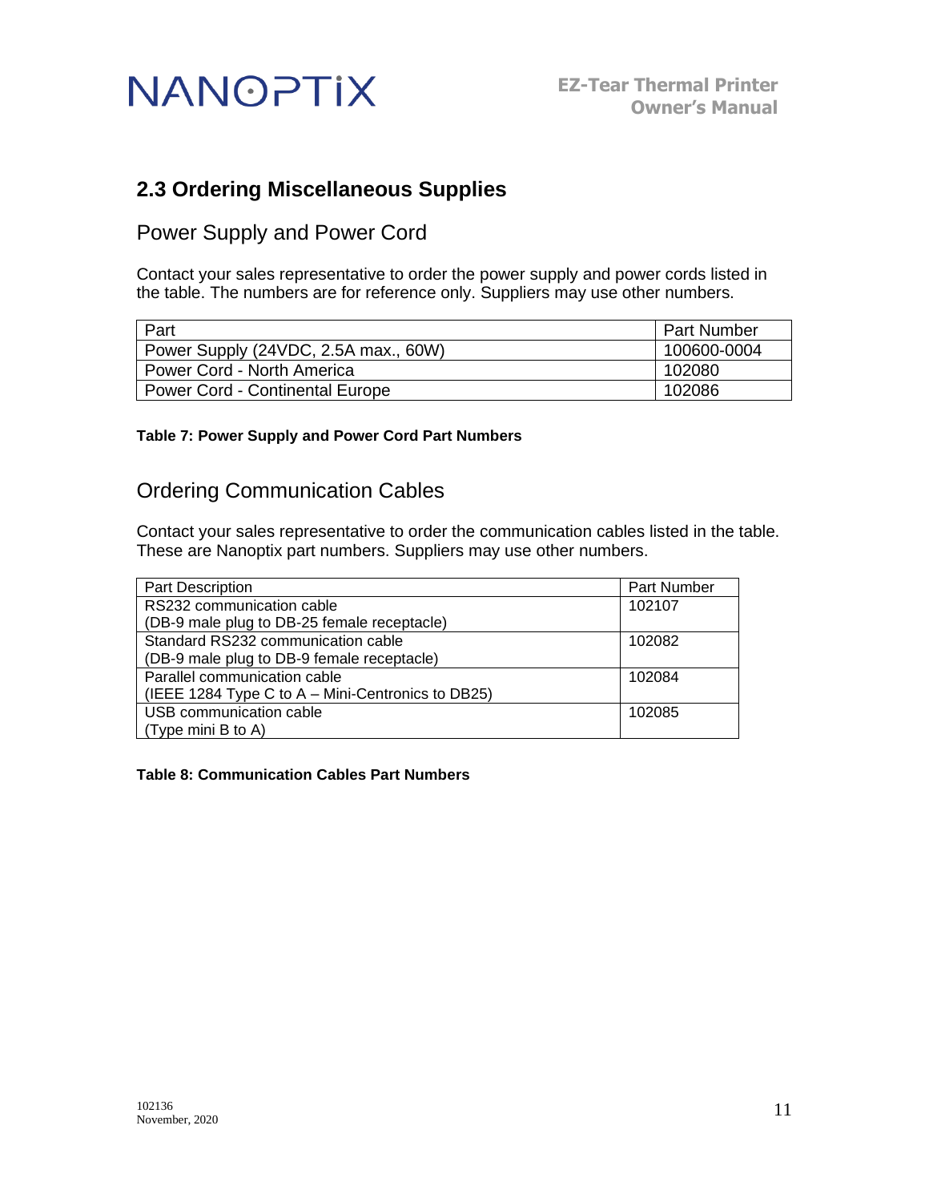## 2.3 Ordering Miscellaneous Supplies

### Power Supply and Power Cord

Contact your sales representative to order the power supply and power cords listed in the table. The numbers are for reference only. Suppliers may use other numbers.

| Part | Part Number |
|---|---|
| Power Supply (24VDC, 2.5A max., 60W) | 100600-0004 |
| Power Cord - North America | 102080 |
| Power Cord - Continental Europe | 102086 |

**Table 7: Power Supply and Power Cord Part Numbers**

### Ordering Communication Cables

Contact your sales representative to order the communication cables listed in the table. These are Nanoptix part numbers. Suppliers may use other numbers.

| Part Description | Part Number |
|---|---|
| RS232 communication cable (DB-9 male plug to DB-25 female receptacle) | 102107 |
| Standard RS232 communication cable (DB-9 male plug to DB-9 female receptacle) | 102082 |
| Parallel communication cable (IEEE 1284 Type C to A – Mini-Centronics to DB25) | 102084 |
| USB communication cable (Type mini B to A) | 102085 |

**Table 8: Communication Cables Part Numbers**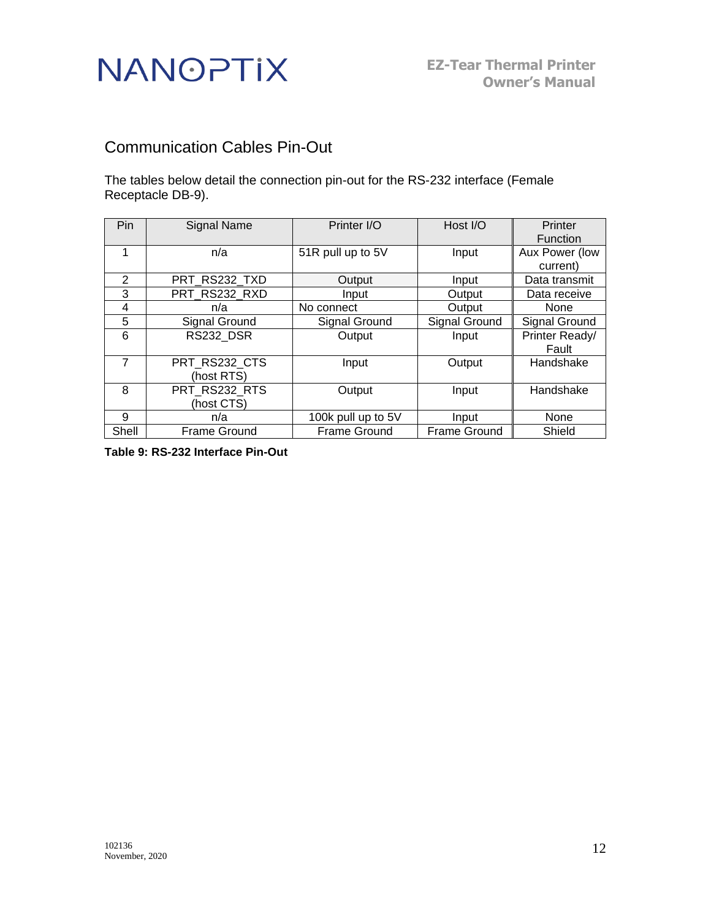## Communication Cables Pin-Out

The tables below detail the connection pin-out for the RS-232 interface (Female Receptacle DB-9).

| Pin | Signal Name | Printer I/O | Host I/O | Printer Function |
|---|---|---|---|---|
| 1 | n/a | 51R pull up to 5V | Input | Aux Power (low current) |
| 2 | PRT_RS232_TXD | Output | Input | Data transmit |
| 3 | PRT_RS232_RXD | Input | Output | Data receive |
| 4 | n/a | No connect | Output | None |
| 5 | Signal Ground | Signal Ground | Signal Ground | Signal Ground |
| 6 | RS232_DSR | Output | Input | Printer Ready/ Fault |
| 7 | PRT_RS232_CTS (host RTS) | Input | Output | Handshake |
| 8 | PRT_RS232_RTS (host CTS) | Output | Input | Handshake |
| 9 | n/a | 100k pull up to 5V | Input | None |
| Shell | Frame Ground | Frame Ground | Frame Ground | Shield |

**Table 9: RS-232 Interface Pin-Out**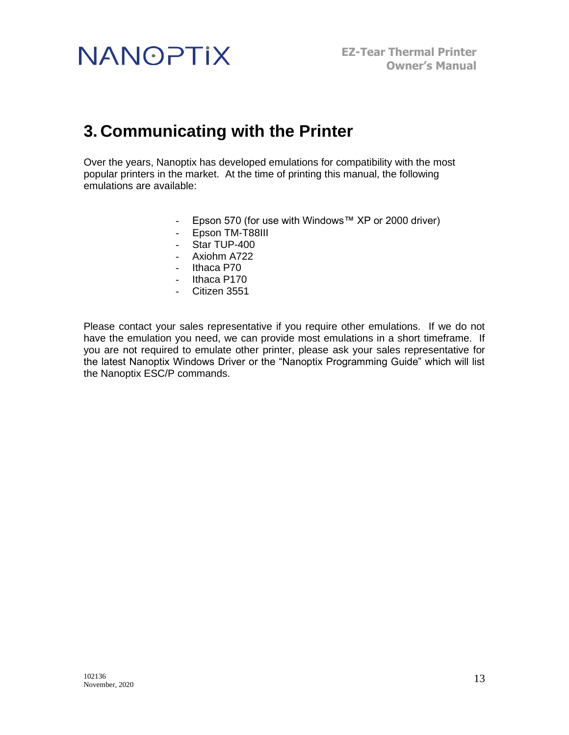# 3. Communicating with the Printer

Over the years, Nanoptix has developed emulations for compatibility with the most popular printers in the market. At the time of printing this manual, the following emulations are available:

- Epson 570 (for use with Windows™ XP or 2000 driver)
- Epson TM-T88III
- Star TUP-400
- Axiohm A722
- Ithaca P70
- Ithaca P170
- Citizen 3551

Please contact your sales representative if you require other emulations. If we do not have the emulation you need, we can provide most emulations in a short timeframe. If you are not required to emulate other printer, please ask your sales representative for the latest Nanoptix Windows Driver or the "Nanoptix Programming Guide" which will list the Nanoptix ESC/P commands.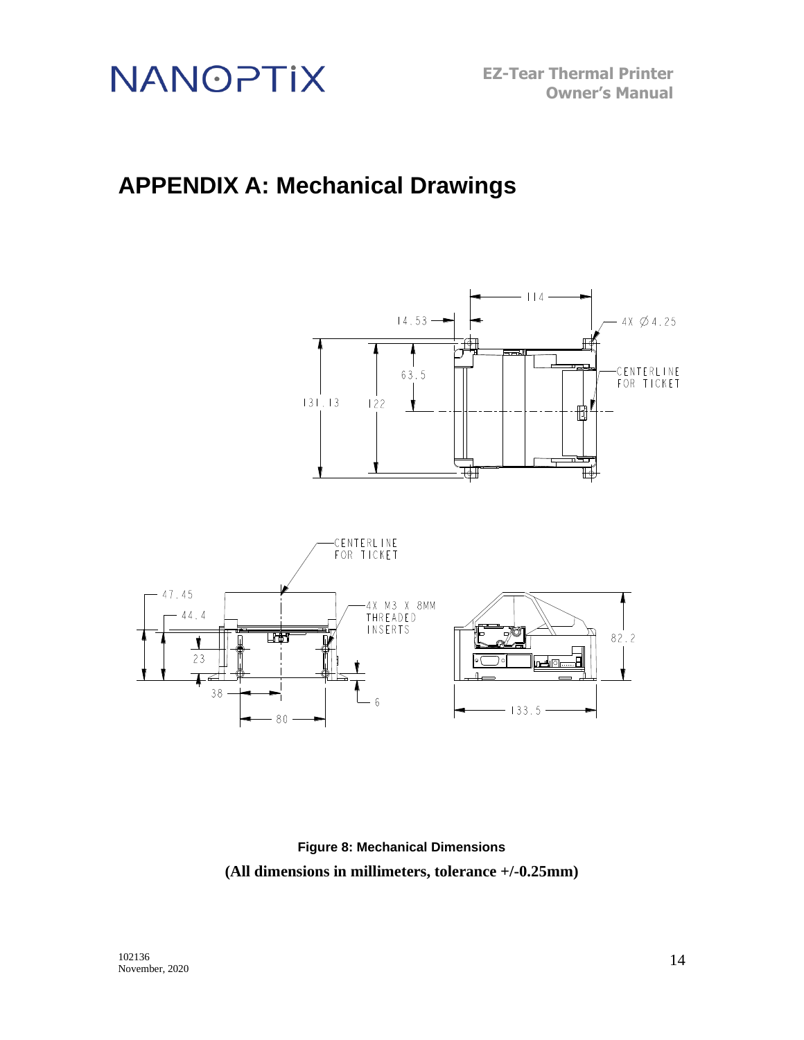# APPENDIX A: Mechanical Drawings

**Figure 8: Mechanical Dimensions**

**(All dimensions in millimeters, tolerance +/-0.25mm)**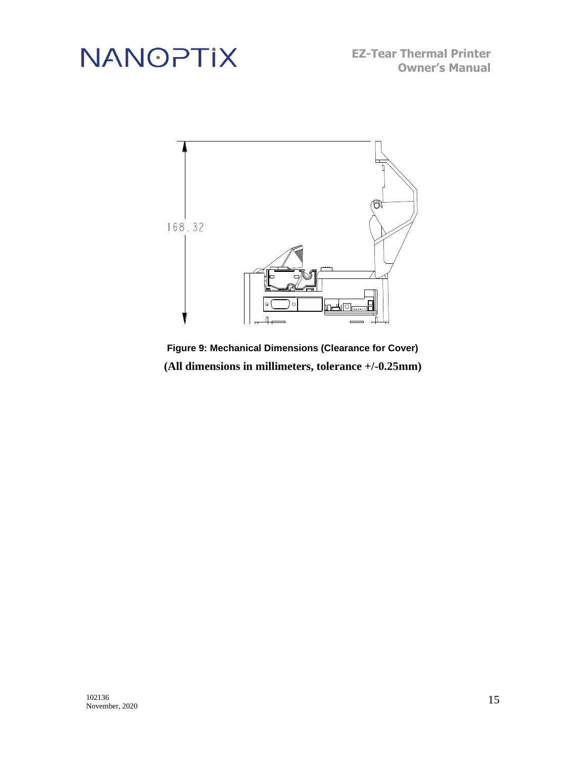168.32

**Figure 9: Mechanical Dimensions (Clearance for Cover)**

**(All dimensions in millimeters, tolerance +/-0.25mm)**